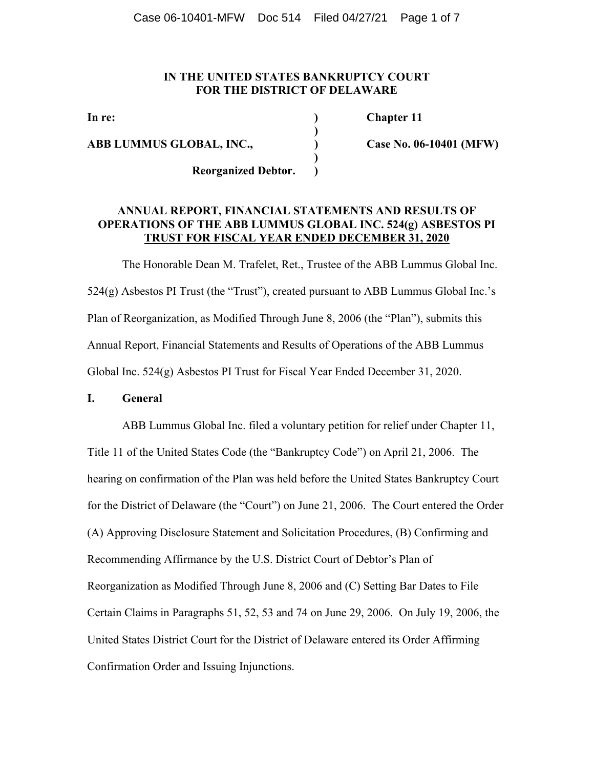**IN THE UNITED STATES BANKRUPTCY COURT**
**FOR THE DISTRICT OF DELAWARE**

| | | |
|---|---|---|
| **In re:** | ) | **Chapter 11** |
| | ) | |
| **ABB LUMMUS GLOBAL, INC.,** | ) | **Case No. 06-10401 (MFW)** |
| | ) | |
| **Reorganized Debtor.** | ) | |

**ANNUAL REPORT, FINANCIAL STATEMENTS AND RESULTS OF OPERATIONS OF THE ABB LUMMUS GLOBAL INC. 524(g) ASBESTOS PI TRUST FOR FISCAL YEAR ENDED DECEMBER 31, 2020**

The Honorable Dean M. Trafelet, Ret., Trustee of the ABB Lummus Global Inc. 524(g) Asbestos PI Trust (the "Trust"), created pursuant to ABB Lummus Global Inc.'s Plan of Reorganization, as Modified Through June 8, 2006 (the "Plan"), submits this Annual Report, Financial Statements and Results of Operations of the ABB Lummus Global Inc. 524(g) Asbestos PI Trust for Fiscal Year Ended December 31, 2020.

## I. General

ABB Lummus Global Inc. filed a voluntary petition for relief under Chapter 11, Title 11 of the United States Code (the "Bankruptcy Code") on April 21, 2006. The hearing on confirmation of the Plan was held before the United States Bankruptcy Court for the District of Delaware (the "Court") on June 21, 2006. The Court entered the Order (A) Approving Disclosure Statement and Solicitation Procedures, (B) Confirming and Recommending Affirmance by the U.S. District Court of Debtor's Plan of Reorganization as Modified Through June 8, 2006 and (C) Setting Bar Dates to File Certain Claims in Paragraphs 51, 52, 53 and 74 on June 29, 2006. On July 19, 2006, the United States District Court for the District of Delaware entered its Order Affirming Confirmation Order and Issuing Injunctions.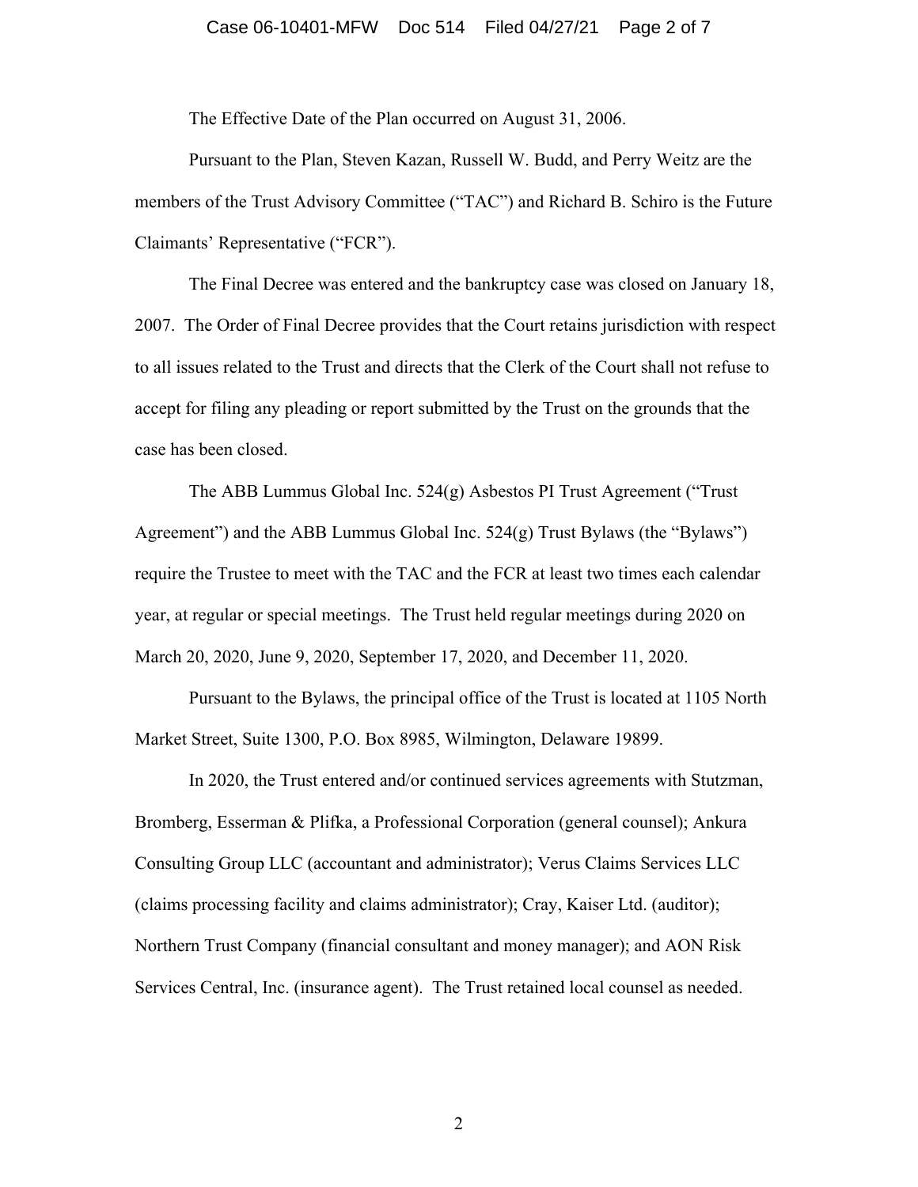The Effective Date of the Plan occurred on August 31, 2006.

Pursuant to the Plan, Steven Kazan, Russell W. Budd, and Perry Weitz are the members of the Trust Advisory Committee ("TAC") and Richard B. Schiro is the Future Claimants' Representative ("FCR").

The Final Decree was entered and the bankruptcy case was closed on January 18, 2007. The Order of Final Decree provides that the Court retains jurisdiction with respect to all issues related to the Trust and directs that the Clerk of the Court shall not refuse to accept for filing any pleading or report submitted by the Trust on the grounds that the case has been closed.

The ABB Lummus Global Inc. 524(g) Asbestos PI Trust Agreement ("Trust Agreement") and the ABB Lummus Global Inc. 524(g) Trust Bylaws (the "Bylaws") require the Trustee to meet with the TAC and the FCR at least two times each calendar year, at regular or special meetings. The Trust held regular meetings during 2020 on March 20, 2020, June 9, 2020, September 17, 2020, and December 11, 2020.

Pursuant to the Bylaws, the principal office of the Trust is located at 1105 North Market Street, Suite 1300, P.O. Box 8985, Wilmington, Delaware 19899.

In 2020, the Trust entered and/or continued services agreements with Stutzman, Bromberg, Esserman & Plifka, a Professional Corporation (general counsel); Ankura Consulting Group LLC (accountant and administrator); Verus Claims Services LLC (claims processing facility and claims administrator); Cray, Kaiser Ltd. (auditor); Northern Trust Company (financial consultant and money manager); and AON Risk Services Central, Inc. (insurance agent). The Trust retained local counsel as needed.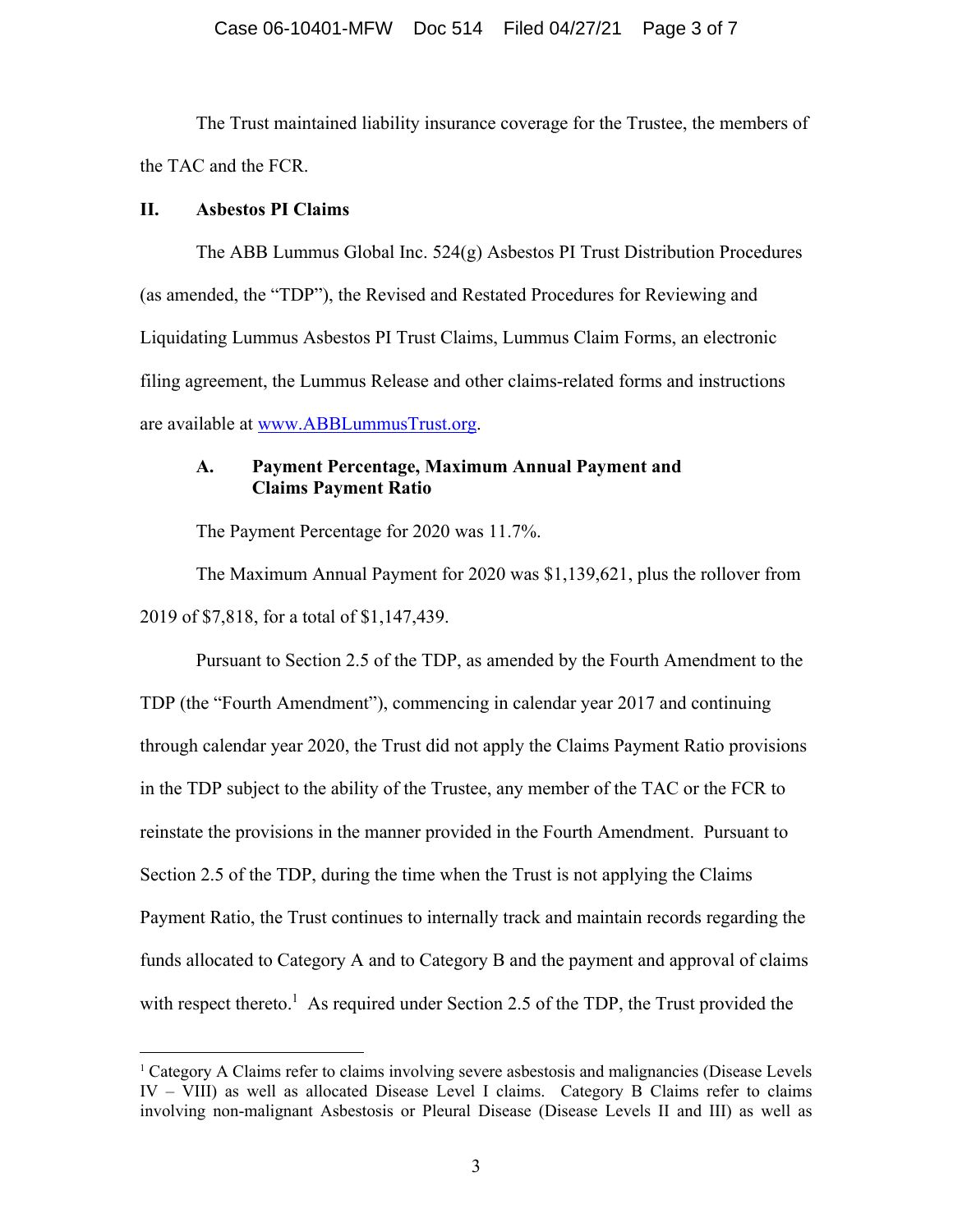The Trust maintained liability insurance coverage for the Trustee, the members of the TAC and the FCR.

## II. Asbestos PI Claims

The ABB Lummus Global Inc. 524(g) Asbestos PI Trust Distribution Procedures (as amended, the "TDP"), the Revised and Restated Procedures for Reviewing and Liquidating Lummus Asbestos PI Trust Claims, Lummus Claim Forms, an electronic filing agreement, the Lummus Release and other claims-related forms and instructions are available at www.ABBLummusTrust.org.

### A. Payment Percentage, Maximum Annual Payment and Claims Payment Ratio

The Payment Percentage for 2020 was 11.7%.

The Maximum Annual Payment for 2020 was $1,139,621, plus the rollover from 2019 of $7,818, for a total of $1,147,439.

Pursuant to Section 2.5 of the TDP, as amended by the Fourth Amendment to the TDP (the "Fourth Amendment"), commencing in calendar year 2017 and continuing through calendar year 2020, the Trust did not apply the Claims Payment Ratio provisions in the TDP subject to the ability of the Trustee, any member of the TAC or the FCR to reinstate the provisions in the manner provided in the Fourth Amendment. Pursuant to Section 2.5 of the TDP, during the time when the Trust is not applying the Claims Payment Ratio, the Trust continues to internally track and maintain records regarding the funds allocated to Category A and to Category B and the payment and approval of claims with respect thereto.[1] As required under Section 2.5 of the TDP, the Trust provided the

[1] Category A Claims refer to claims involving severe asbestosis and malignancies (Disease Levels IV – VIII) as well as allocated Disease Level I claims. Category B Claims refer to claims involving non-malignant Asbestosis or Pleural Disease (Disease Levels II and III) as well as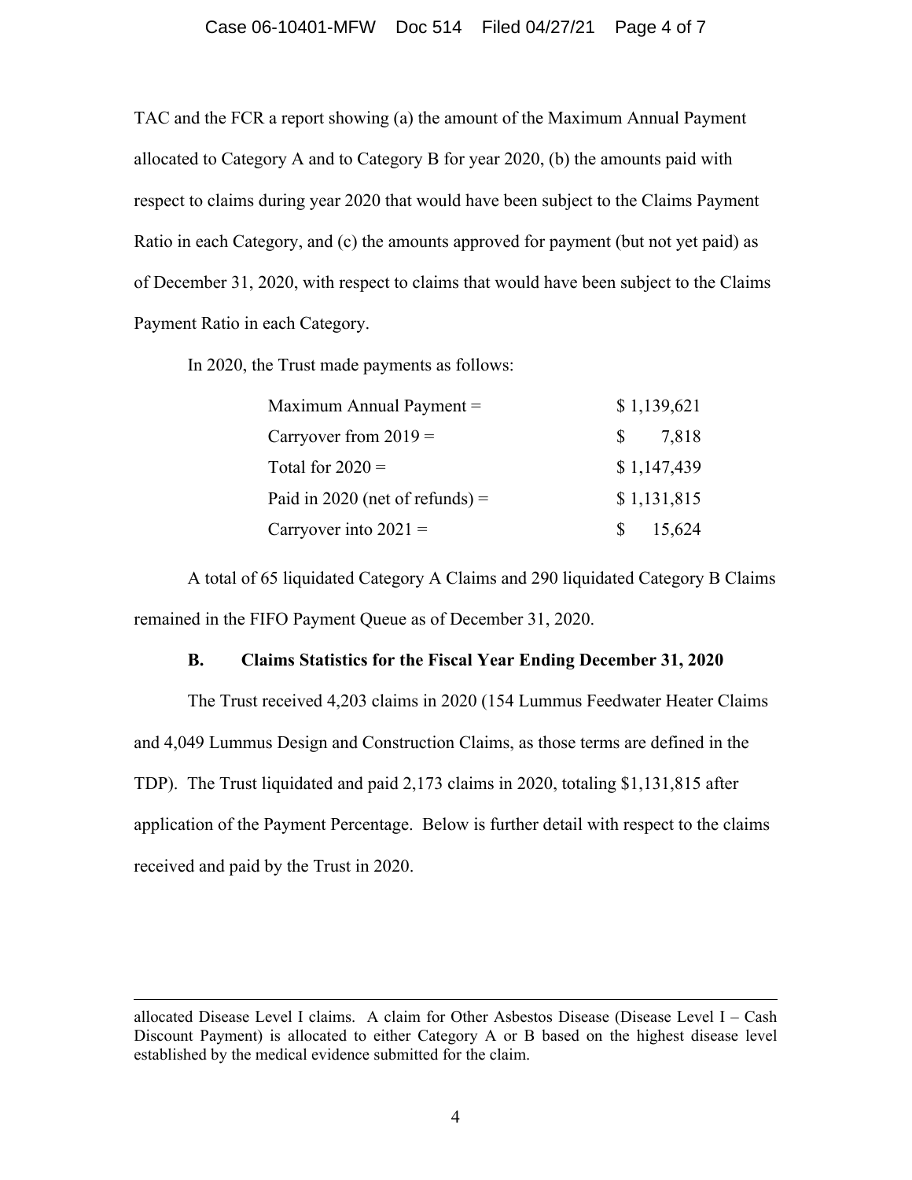TAC and the FCR a report showing (a) the amount of the Maximum Annual Payment allocated to Category A and to Category B for year 2020, (b) the amounts paid with respect to claims during year 2020 that would have been subject to the Claims Payment Ratio in each Category, and (c) the amounts approved for payment (but not yet paid) as of December 31, 2020, with respect to claims that would have been subject to the Claims Payment Ratio in each Category.

In 2020, the Trust made payments as follows:

| | |
|---|---|
| Maximum Annual Payment = | $ 1,139,621 |
| Carryover from 2019 = | $ 7,818 |
| Total for 2020 = | $ 1,147,439 |
| Paid in 2020 (net of refunds) = | $ 1,131,815 |
| Carryover into 2021 = | $ 15,624 |

A total of 65 liquidated Category A Claims and 290 liquidated Category B Claims remained in the FIFO Payment Queue as of December 31, 2020.

### B. Claims Statistics for the Fiscal Year Ending December 31, 2020

The Trust received 4,203 claims in 2020 (154 Lummus Feedwater Heater Claims and 4,049 Lummus Design and Construction Claims, as those terms are defined in the TDP). The Trust liquidated and paid 2,173 claims in 2020, totaling $1,131,815 after application of the Payment Percentage. Below is further detail with respect to the claims received and paid by the Trust in 2020.

---

allocated Disease Level I claims. A claim for Other Asbestos Disease (Disease Level I – Cash Discount Payment) is allocated to either Category A or B based on the highest disease level established by the medical evidence submitted for the claim.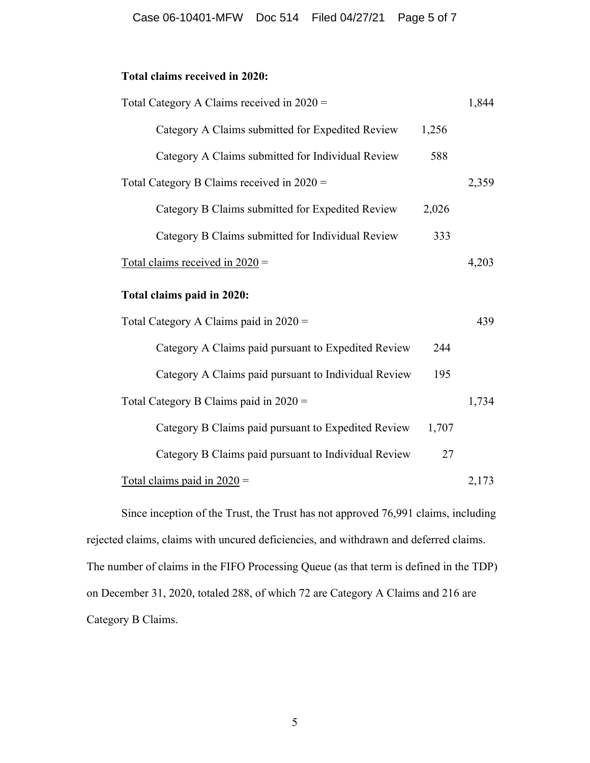**Total claims received in 2020:**

| | | |
|---|---|---|
| Total Category A Claims received in 2020 = | | 1,844 |
| Category A Claims submitted for Expedited Review | 1,256 | |
| Category A Claims submitted for Individual Review | 588 | |
| Total Category B Claims received in 2020 = | | 2,359 |
| Category B Claims submitted for Expedited Review | 2,026 | |
| Category B Claims submitted for Individual Review | 333 | |
| Total claims received in 2020 = | | 4,203 |

**Total claims paid in 2020:**

| | | |
|---|---|---|
| Total Category A Claims paid in 2020 = | | 439 |
| Category A Claims paid pursuant to Expedited Review | 244 | |
| Category A Claims paid pursuant to Individual Review | 195 | |
| Total Category B Claims paid in 2020 = | | 1,734 |
| Category B Claims paid pursuant to Expedited Review | 1,707 | |
| Category B Claims paid pursuant to Individual Review | 27 | |
| Total claims paid in 2020 = | | 2,173 |

Since inception of the Trust, the Trust has not approved 76,991 claims, including rejected claims, claims with uncured deficiencies, and withdrawn and deferred claims. The number of claims in the FIFO Processing Queue (as that term is defined in the TDP) on December 31, 2020, totaled 288, of which 72 are Category A Claims and 216 are Category B Claims.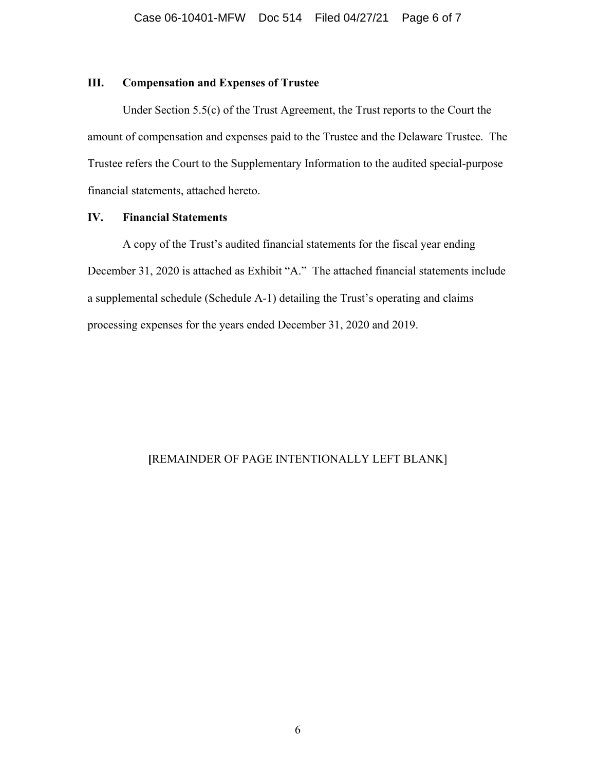## III. Compensation and Expenses of Trustee

Under Section 5.5(c) of the Trust Agreement, the Trust reports to the Court the amount of compensation and expenses paid to the Trustee and the Delaware Trustee. The Trustee refers the Court to the Supplementary Information to the audited special-purpose financial statements, attached hereto.

## IV. Financial Statements

A copy of the Trust's audited financial statements for the fiscal year ending December 31, 2020 is attached as Exhibit "A." The attached financial statements include a supplemental schedule (Schedule A-1) detailing the Trust's operating and claims processing expenses for the years ended December 31, 2020 and 2019.

[REMAINDER OF PAGE INTENTIONALLY LEFT BLANK]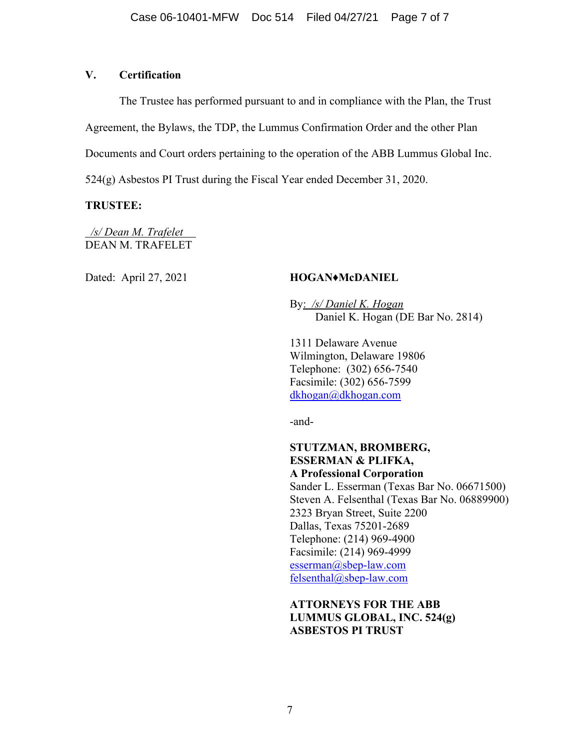## V. Certification

The Trustee has performed pursuant to and in compliance with the Plan, the Trust Agreement, the Bylaws, the TDP, the Lummus Confirmation Order and the other Plan Documents and Court orders pertaining to the operation of the ABB Lummus Global Inc. 524(g) Asbestos PI Trust during the Fiscal Year ended December 31, 2020.

**TRUSTEE:**

*/s/ Dean M. Trafelet*
DEAN M. TRAFELET

Dated: April 27, 2021

**HOGAN♦McDANIEL**

By: */s/ Daniel K. Hogan*
Daniel K. Hogan (DE Bar No. 2814)

1311 Delaware Avenue
Wilmington, Delaware 19806
Telephone: (302) 656-7540
Facsimile: (302) 656-7599
dkhogan@dkhogan.com

-and-

**STUTZMAN, BROMBERG, ESSERMAN & PLIFKA, A Professional Corporation**
Sander L. Esserman (Texas Bar No. 06671500)
Steven A. Felsenthal (Texas Bar No. 06889900)
2323 Bryan Street, Suite 2200
Dallas, Texas 75201-2689
Telephone: (214) 969-4900
Facsimile: (214) 969-4999
esserman@sbep-law.com
felsenthal@sbep-law.com

**ATTORNEYS FOR THE ABB LUMMUS GLOBAL, INC. 524(g) ASBESTOS PI TRUST**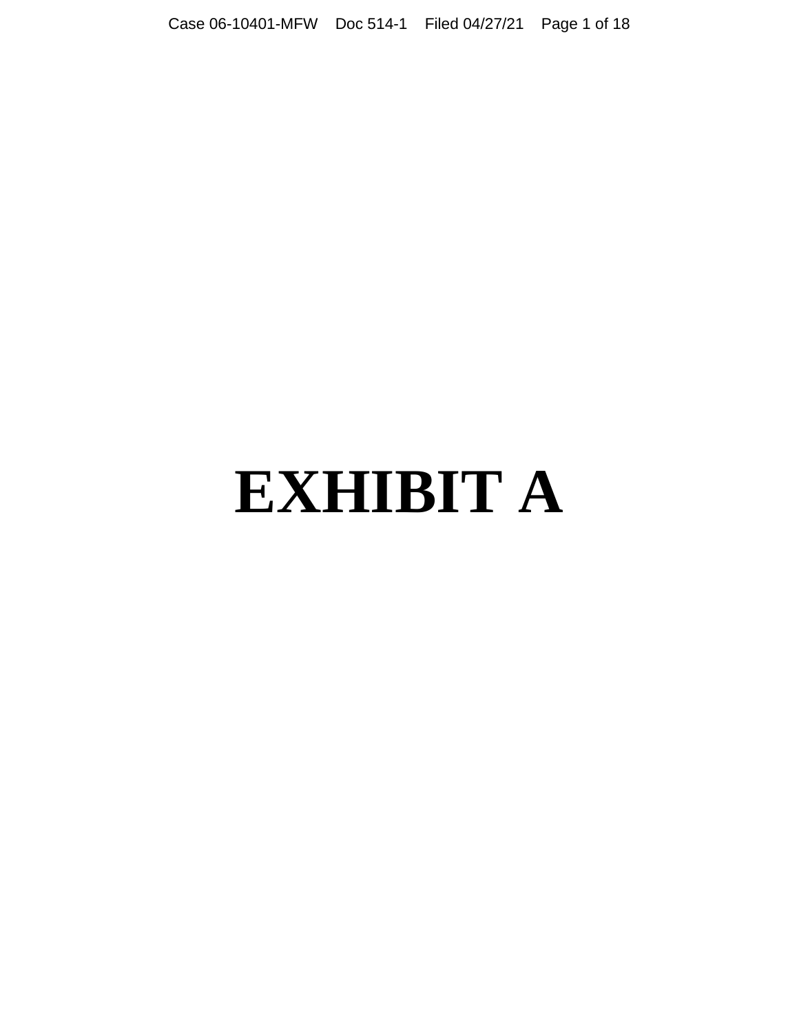# EXHIBIT A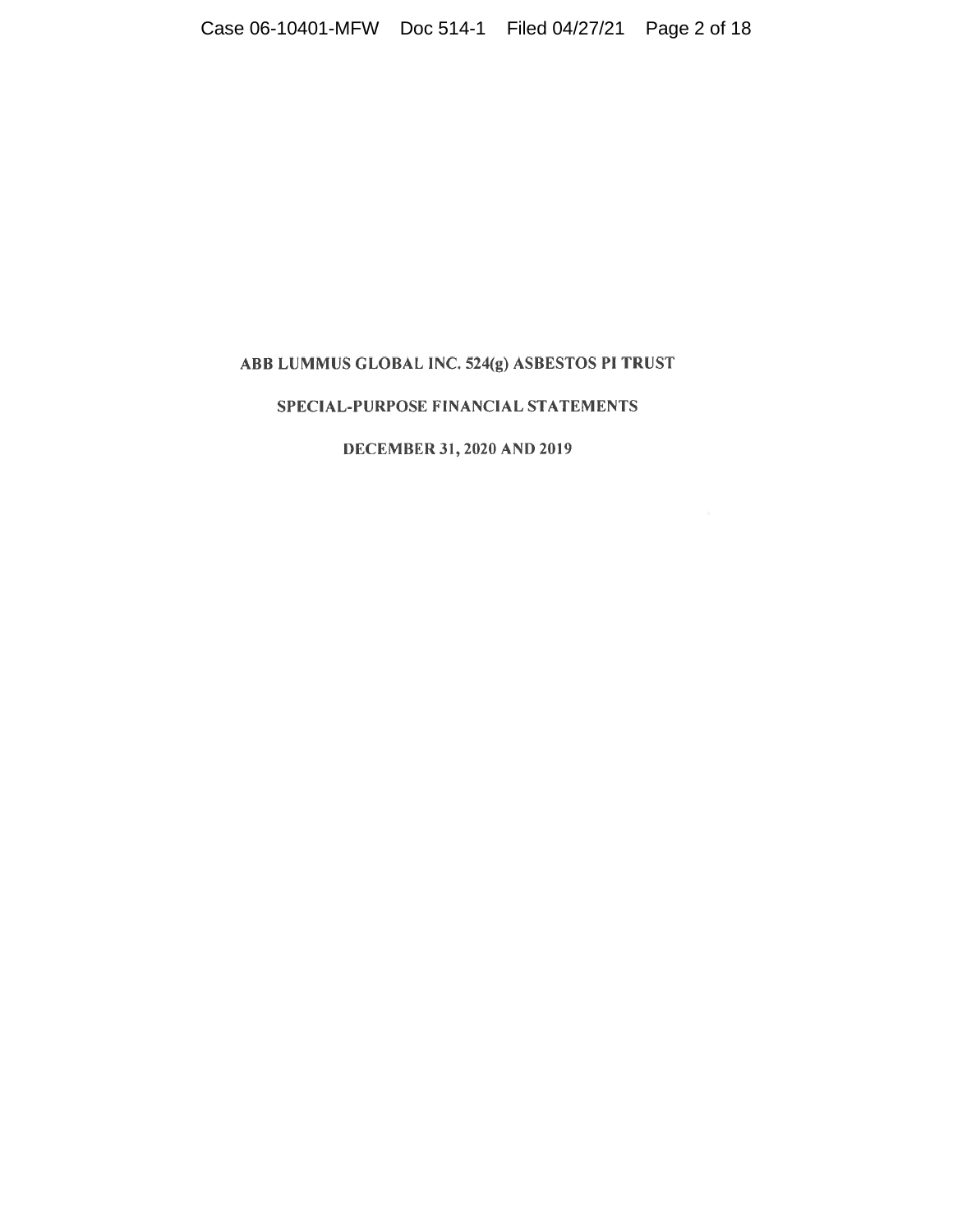# ABB LUMMUS GLOBAL INC. 524(g) ASBESTOS PI TRUST

## SPECIAL-PURPOSE FINANCIAL STATEMENTS

### DECEMBER 31, 2020 AND 2019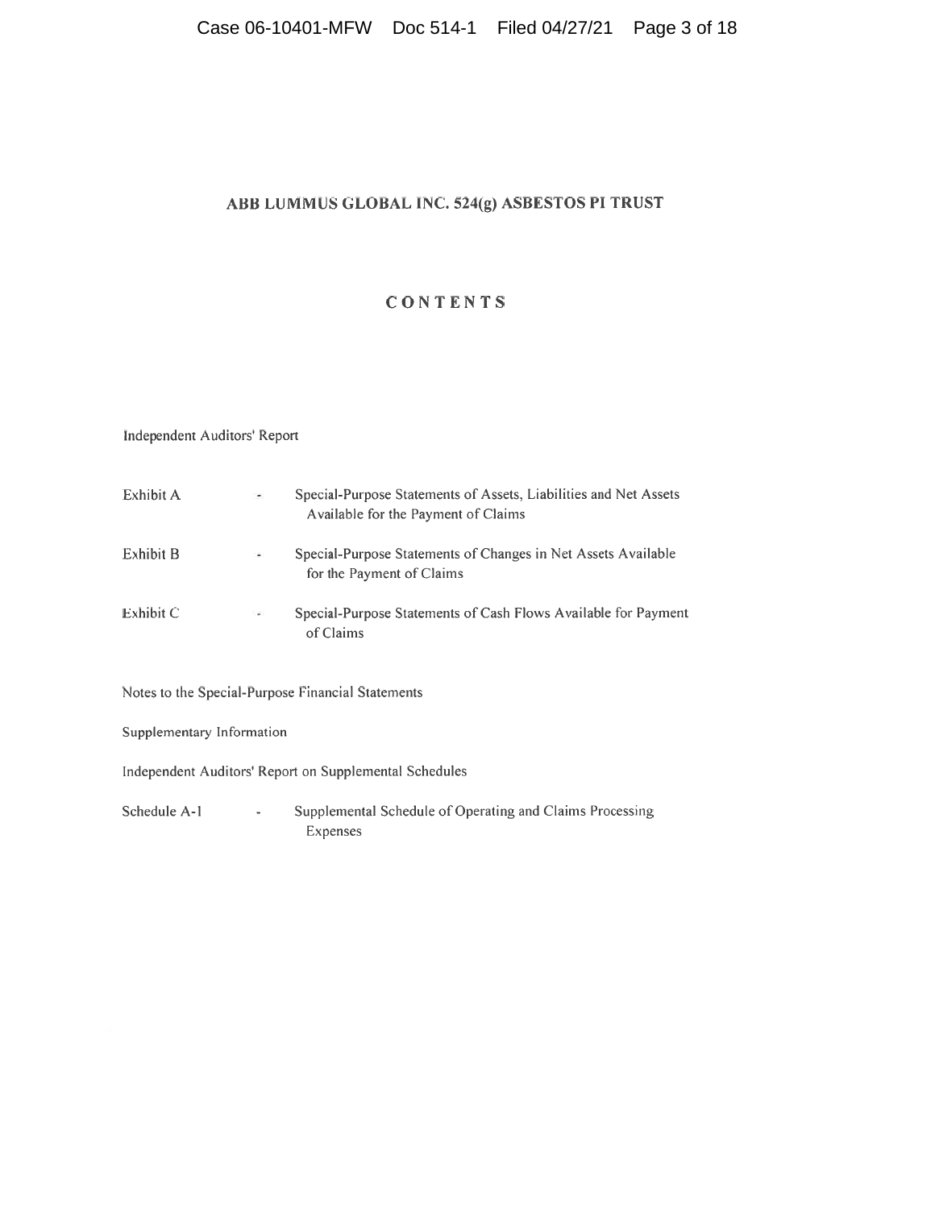# ABB LUMMUS GLOBAL INC. 524(g) ASBESTOS PI TRUST

## CONTENTS

Independent Auditors' Report

| | | |
|---|---|---|
| Exhibit A | - | Special-Purpose Statements of Assets, Liabilities and Net Assets Available for the Payment of Claims |
| Exhibit B | - | Special-Purpose Statements of Changes in Net Assets Available for the Payment of Claims |
| Exhibit C | - | Special-Purpose Statements of Cash Flows Available for Payment of Claims |

Notes to the Special-Purpose Financial Statements

Supplementary Information

Independent Auditors' Report on Supplemental Schedules

| | | |
|---|---|---|
| Schedule A-1 | - | Supplemental Schedule of Operating and Claims Processing Expenses |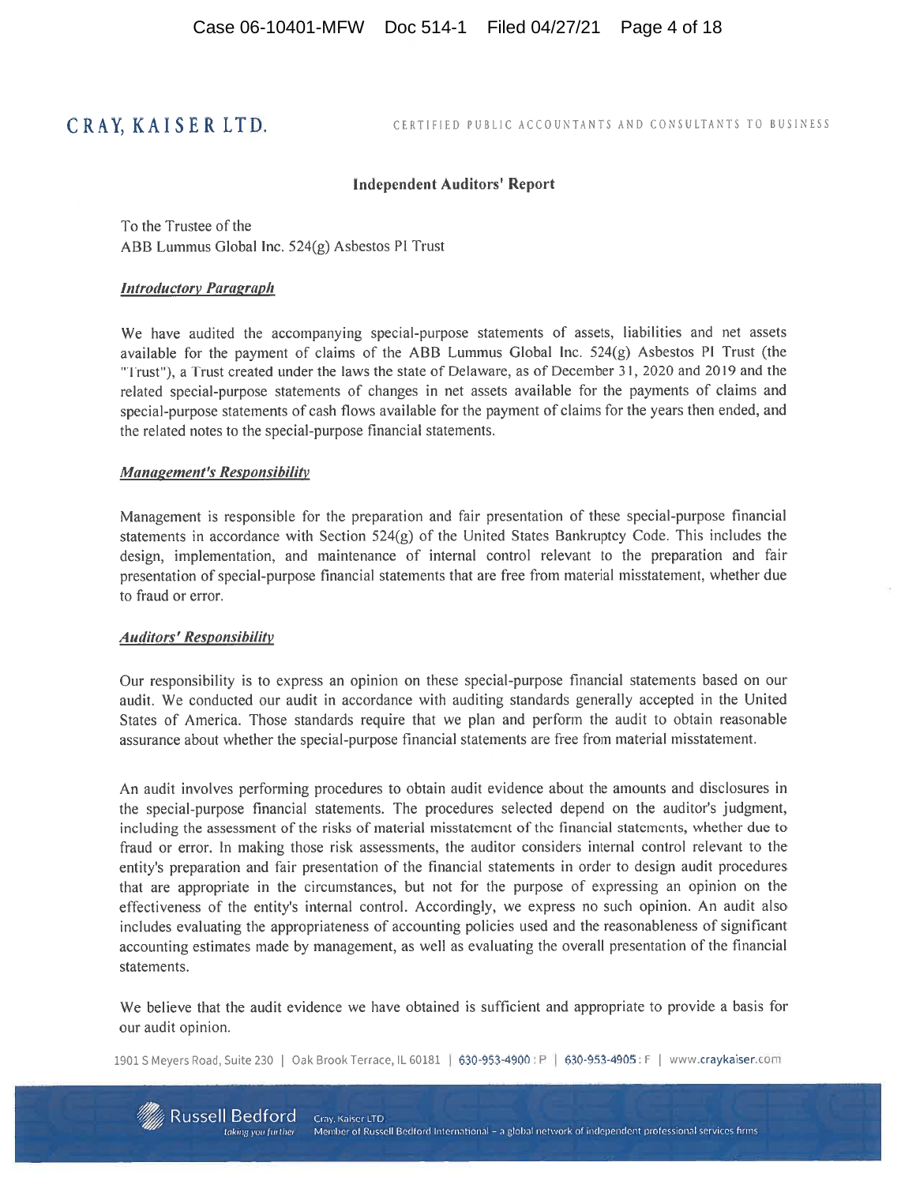# CRAY, KAISER LTD.

CERTIFIED PUBLIC ACCOUNTANTS AND CONSULTANTS TO BUSINESS

## Independent Auditors' Report

To the Trustee of the
ABB Lummus Global Inc. 524(g) Asbestos PI Trust

### *Introductory Paragraph*

We have audited the accompanying special-purpose statements of assets, liabilities and net assets available for the payment of claims of the ABB Lummus Global Inc. 524(g) Asbestos PI Trust (the "Trust"), a Trust created under the laws the state of Delaware, as of December 31, 2020 and 2019 and the related special-purpose statements of changes in net assets available for the payments of claims and special-purpose statements of cash flows available for the payment of claims for the years then ended, and the related notes to the special-purpose financial statements.

### *Management's Responsibility*

Management is responsible for the preparation and fair presentation of these special-purpose financial statements in accordance with Section 524(g) of the United States Bankruptcy Code. This includes the design, implementation, and maintenance of internal control relevant to the preparation and fair presentation of special-purpose financial statements that are free from material misstatement, whether due to fraud or error.

### *Auditors' Responsibility*

Our responsibility is to express an opinion on these special-purpose financial statements based on our audit. We conducted our audit in accordance with auditing standards generally accepted in the United States of America. Those standards require that we plan and perform the audit to obtain reasonable assurance about whether the special-purpose financial statements are free from material misstatement.

An audit involves performing procedures to obtain audit evidence about the amounts and disclosures in the special-purpose financial statements. The procedures selected depend on the auditor's judgment, including the assessment of the risks of material misstatement of the financial statements, whether due to fraud or error. In making those risk assessments, the auditor considers internal control relevant to the entity's preparation and fair presentation of the financial statements in order to design audit procedures that are appropriate in the circumstances, but not for the purpose of expressing an opinion on the effectiveness of the entity's internal control. Accordingly, we express no such opinion. An audit also includes evaluating the appropriateness of accounting policies used and the reasonableness of significant accounting estimates made by management, as well as evaluating the overall presentation of the financial statements.

We believe that the audit evidence we have obtained is sufficient and appropriate to provide a basis for our audit opinion.

1901 S Meyers Road, Suite 230 | Oak Brook Terrace, IL 60181 | 630-953-4900 : P | 630-953-4905 : F | www.craykaiser.com

Russell Bedford *taking you further* Cray, Kaiser LTD Member of Russell Bedford International – a global network of independent professional services firms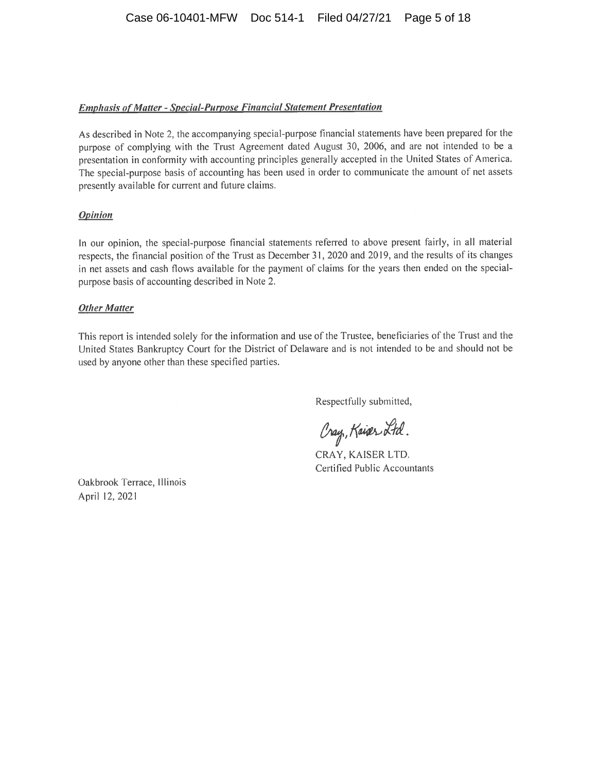***Emphasis of Matter - Special-Purpose Financial Statement Presentation***

As described in Note 2, the accompanying special-purpose financial statements have been prepared for the purpose of complying with the Trust Agreement dated August 30, 2006, and are not intended to be a presentation in conformity with accounting principles generally accepted in the United States of America. The special-purpose basis of accounting has been used in order to communicate the amount of net assets presently available for current and future claims.

***Opinion***

In our opinion, the special-purpose financial statements referred to above present fairly, in all material respects, the financial position of the Trust as December 31, 2020 and 2019, and the results of its changes in net assets and cash flows available for the payment of claims for the years then ended on the special-purpose basis of accounting described in Note 2.

***Other Matter***

This report is intended solely for the information and use of the Trustee, beneficiaries of the Trust and the United States Bankruptcy Court for the District of Delaware and is not intended to be and should not be used by anyone other than these specified parties.

Respectfully submitted,

Cray, Kaiser Ltd.

CRAY, KAISER LTD.
Certified Public Accountants

Oakbrook Terrace, Illinois
April 12, 2021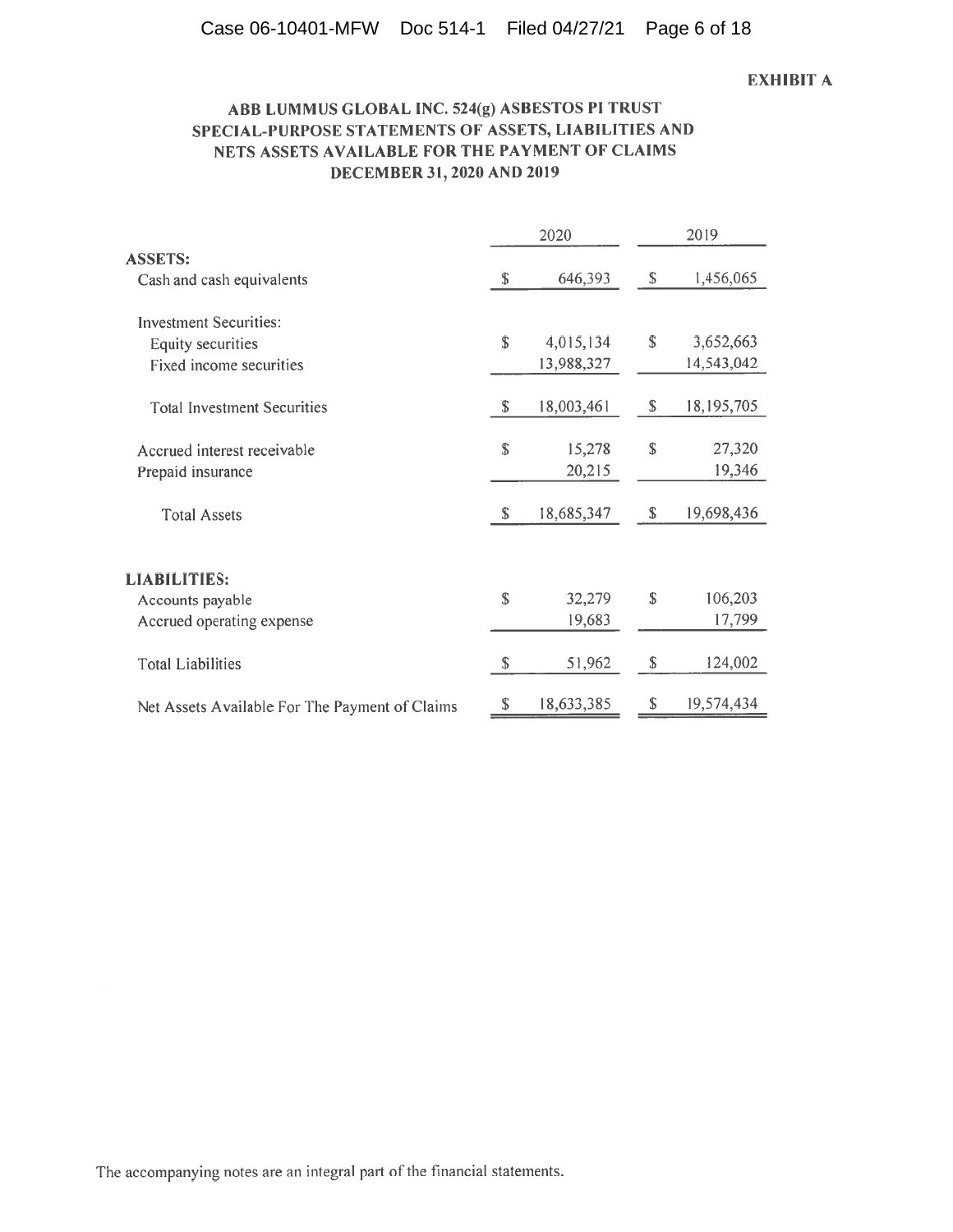**EXHIBIT A**

## ABB LUMMUS GLOBAL INC. 524(g) ASBESTOS PI TRUST SPECIAL-PURPOSE STATEMENTS OF ASSETS, LIABILITIES AND NETS ASSETS AVAILABLE FOR THE PAYMENT OF CLAIMS DECEMBER 31, 2020 AND 2019

| | 2020 | 2019 |
|---|---|---|
| **ASSETS:** | | |
| Cash and cash equivalents | $ 646,393 | $ 1,456,065 |
| Investment Securities: | | |
| Equity securities | $ 4,015,134 | $ 3,652,663 |
| Fixed income securities | 13,988,327 | 14,543,042 |
| Total Investment Securities | $ 18,003,461 | $ 18,195,705 |
| Accrued interest receivable | $ 15,278 | $ 27,320 |
| Prepaid insurance | 20,215 | 19,346 |
| Total Assets | $ 18,685,347 | $ 19,698,436 |
| **LIABILITIES:** | | |
| Accounts payable | $ 32,279 | $ 106,203 |
| Accrued operating expense | 19,683 | 17,799 |
| Total Liabilities | $ 51,962 | $ 124,002 |
| Net Assets Available For The Payment of Claims | $ 18,633,385 | $ 19,574,434 |

The accompanying notes are an integral part of the financial statements.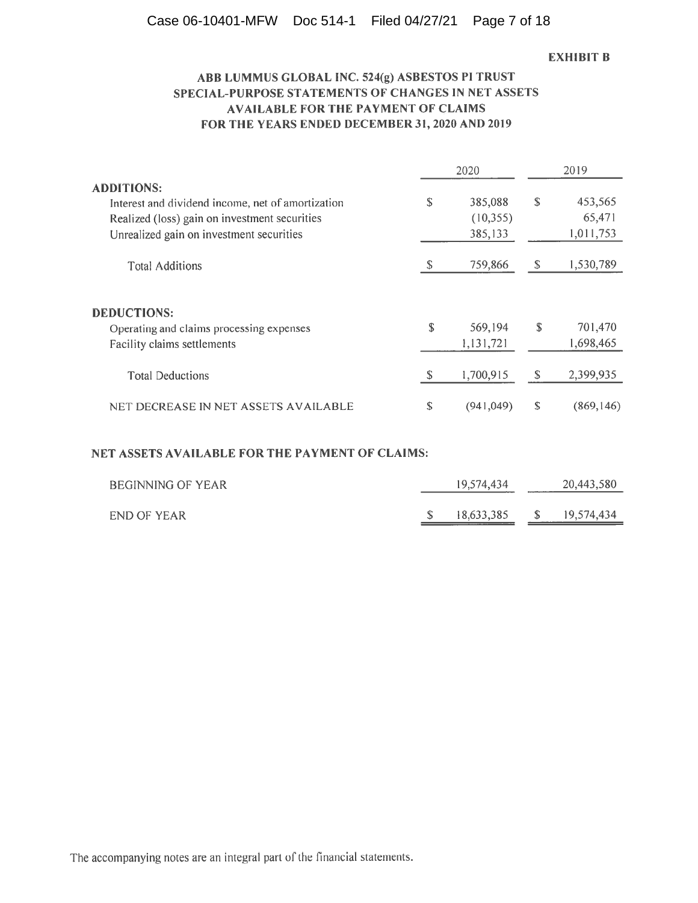**EXHIBIT B**

## ABB LUMMUS GLOBAL INC. 524(g) ASBESTOS PI TRUST
## SPECIAL-PURPOSE STATEMENTS OF CHANGES IN NET ASSETS AVAILABLE FOR THE PAYMENT OF CLAIMS
## FOR THE YEARS ENDED DECEMBER 31, 2020 AND 2019

| | 2020 | 2019 |
|---|---|---|
| **ADDITIONS:** | | |
| Interest and dividend income, net of amortization | $ 385,088 | $ 453,565 |
| Realized (loss) gain on investment securities | (10,355) | 65,471 |
| Unrealized gain on investment securities | 385,133 | 1,011,753 |
| Total Additions | $ 759,866 | $ 1,530,789 |
| **DEDUCTIONS:** | | |
| Operating and claims processing expenses | $ 569,194 | $ 701,470 |
| Facility claims settlements | 1,131,721 | 1,698,465 |
| Total Deductions | $ 1,700,915 | $ 2,399,935 |
| NET DECREASE IN NET ASSETS AVAILABLE | $ (941,049) | $ (869,146) |
| **NET ASSETS AVAILABLE FOR THE PAYMENT OF CLAIMS:** | | |
| BEGINNING OF YEAR | 19,574,434 | 20,443,580 |
| END OF YEAR | $ 18,633,385 | $ 19,574,434 |

The accompanying notes are an integral part of the financial statements.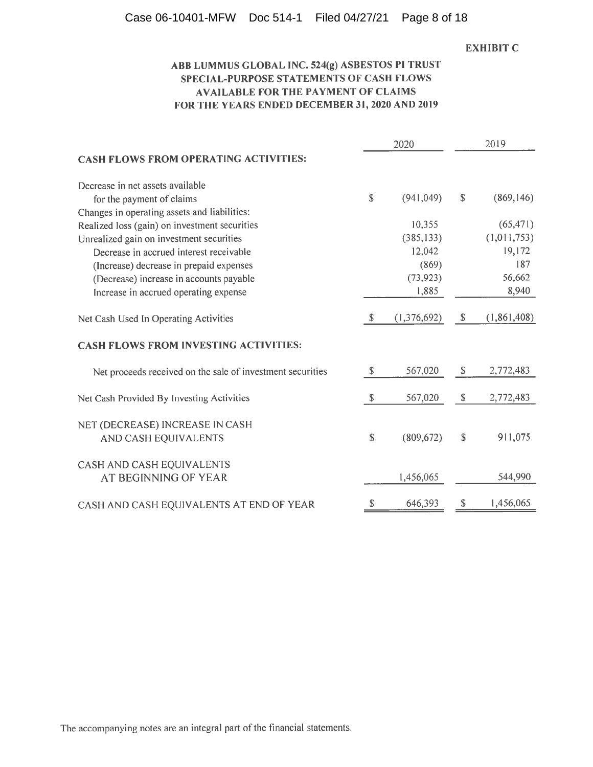EXHIBIT C

# ABB LUMMUS GLOBAL INC. 524(g) ASBESTOS PI TRUST
## SPECIAL-PURPOSE STATEMENTS OF CASH FLOWS AVAILABLE FOR THE PAYMENT OF CLAIMS
### FOR THE YEARS ENDED DECEMBER 31, 2020 AND 2019

| | 2020 | 2019 |
|---|---|---|
| **CASH FLOWS FROM OPERATING ACTIVITIES:** | | |
| Decrease in net assets available for the payment of claims | $ (941,049) | $ (869,146) |
| Changes in operating assets and liabilities: | | |
| Realized loss (gain) on investment securities | 10,355 | (65,471) |
| Unrealized gain on investment securities | (385,133) | (1,011,753) |
| Decrease in accrued interest receivable | 12,042 | 19,172 |
| (Increase) decrease in prepaid expenses | (869) | 187 |
| (Decrease) increase in accounts payable | (73,923) | 56,662 |
| Increase in accrued operating expense | 1,885 | 8,940 |
| Net Cash Used In Operating Activities | $ (1,376,692) | $ (1,861,408) |
| **CASH FLOWS FROM INVESTING ACTIVITIES:** | | |
| Net proceeds received on the sale of investment securities | $ 567,020 | $ 2,772,483 |
| Net Cash Provided By Investing Activities | $ 567,020 | $ 2,772,483 |
| NET (DECREASE) INCREASE IN CASH AND CASH EQUIVALENTS | $ (809,672) | $ 911,075 |
| CASH AND CASH EQUIVALENTS AT BEGINNING OF YEAR | 1,456,065 | 544,990 |
| CASH AND CASH EQUIVALENTS AT END OF YEAR | $ 646,393 | $ 1,456,065 |

The accompanying notes are an integral part of the financial statements.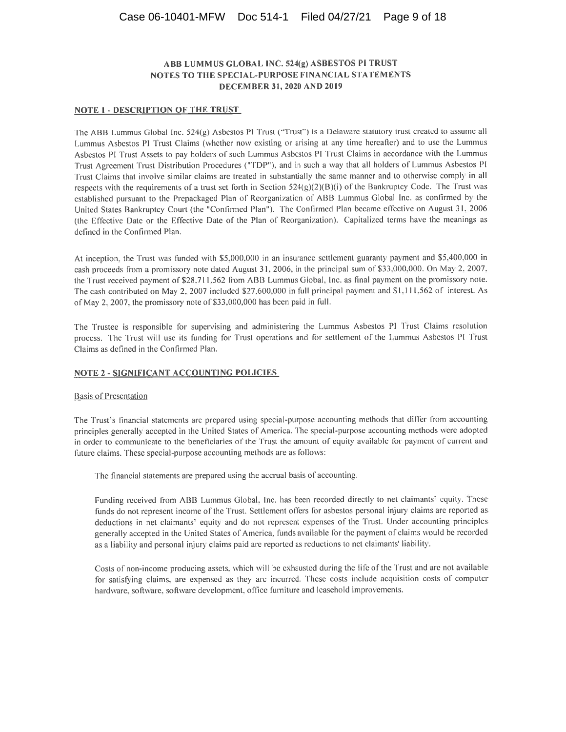# ABB LUMMUS GLOBAL INC. 524(g) ASBESTOS PI TRUST
## NOTES TO THE SPECIAL-PURPOSE FINANCIAL STATEMENTS
### DECEMBER 31, 2020 AND 2019

## NOTE 1 - DESCRIPTION OF THE TRUST

The ABB Lummus Global Inc. 524(g) Asbestos PI Trust ("Trust") is a Delaware statutory trust created to assume all Lummus Asbestos PI Trust Claims (whether now existing or arising at any time hereafter) and to use the Lummus Asbestos PI Trust Assets to pay holders of such Lummus Asbestos PI Trust Claims in accordance with the Lummus Trust Agreement Trust Distribution Procedures ("TDP"), and in such a way that all holders of Lummus Asbestos PI Trust Claims that involve similar claims are treated in substantially the same manner and to otherwise comply in all respects with the requirements of a trust set forth in Section 524(g)(2)(B)(i) of the Bankruptcy Code. The Trust was established pursuant to the Prepackaged Plan of Reorganization of ABB Lummus Global Inc. as confirmed by the United States Bankruptcy Court (the "Confirmed Plan"). The Confirmed Plan became effective on August 31, 2006 (the Effective Date or the Effective Date of the Plan of Reorganization). Capitalized terms have the meanings as defined in the Confirmed Plan.

At inception, the Trust was funded with $5,000,000 in an insurance settlement guaranty payment and $5,400,000 in cash proceeds from a promissory note dated August 31, 2006, in the principal sum of $33,000,000. On May 2, 2007, the Trust received payment of $28,711,562 from ABB Lummus Global, Inc. as final payment on the promissory note. The cash contributed on May 2, 2007 included $27,600,000 in full principal payment and $1,111,562 of interest. As of May 2, 2007, the promissory note of $33,000,000 has been paid in full.

The Trustee is responsible for supervising and administering the Lummus Asbestos PI Trust Claims resolution process. The Trust will use its funding for Trust operations and for settlement of the Lummus Asbestos PI Trust Claims as defined in the Confirmed Plan.

## NOTE 2 - SIGNIFICANT ACCOUNTING POLICIES

### Basis of Presentation

The Trust's financial statements are prepared using special-purpose accounting methods that differ from accounting principles generally accepted in the United States of America. The special-purpose accounting methods were adopted in order to communicate to the beneficiaries of the Trust the amount of equity available for payment of current and future claims. These special-purpose accounting methods are as follows:

The financial statements are prepared using the accrual basis of accounting.

Funding received from ABB Lummus Global, Inc. has been recorded directly to net claimants' equity. These funds do not represent income of the Trust. Settlement offers for asbestos personal injury claims are reported as deductions in net claimants' equity and do not represent expenses of the Trust. Under accounting principles generally accepted in the United States of America, funds available for the payment of claims would be recorded as a liability and personal injury claims paid are reported as reductions to net claimants' liability.

Costs of non-income producing assets, which will be exhausted during the life of the Trust and are not available for satisfying claims, are expensed as they are incurred. These costs include acquisition costs of computer hardware, software, software development, office furniture and leasehold improvements.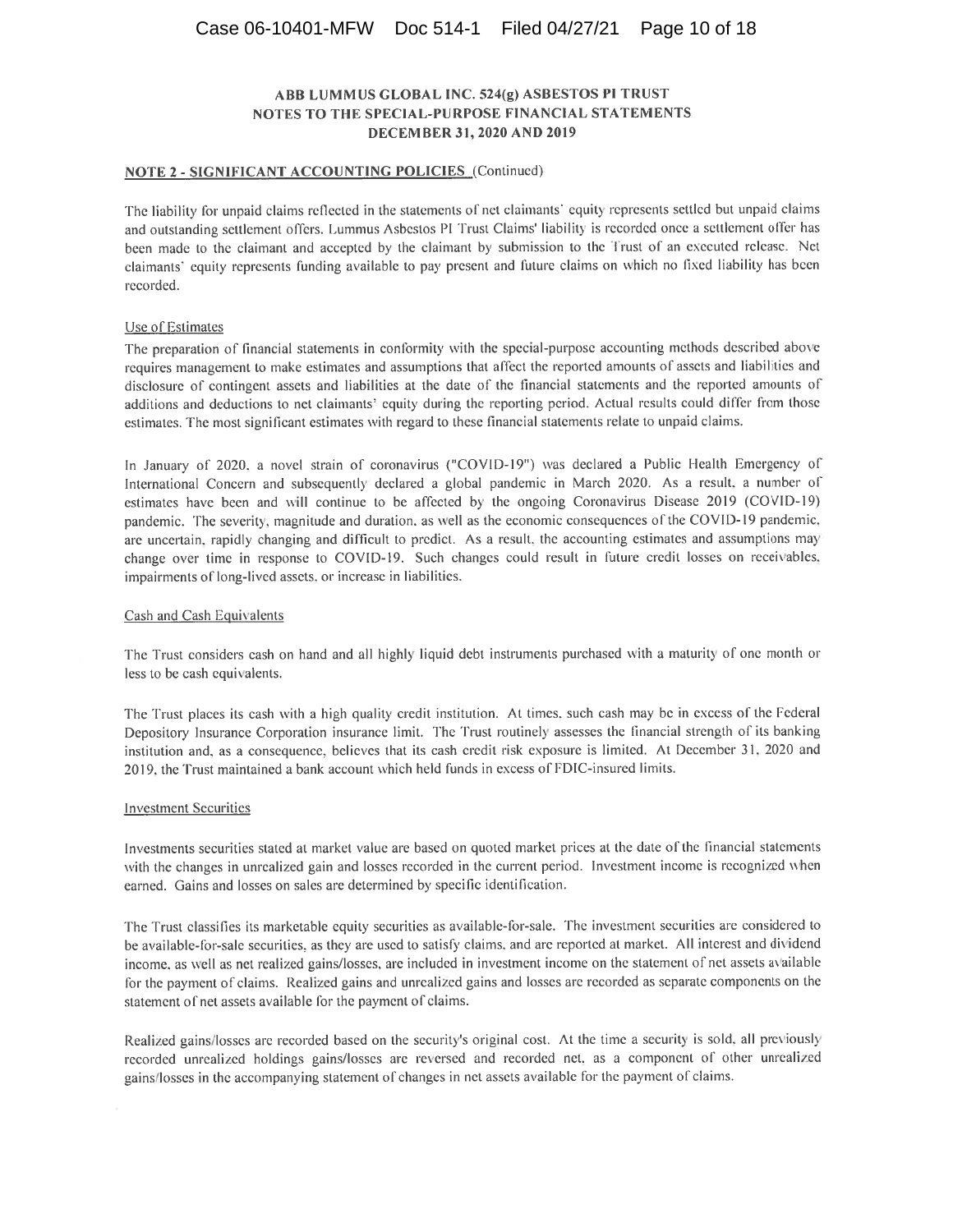## ABB LUMMUS GLOBAL INC. 524(g) ASBESTOS PI TRUST
## NOTES TO THE SPECIAL-PURPOSE FINANCIAL STATEMENTS
## DECEMBER 31, 2020 AND 2019

**NOTE 2 - SIGNIFICANT ACCOUNTING POLICIES** (Continued)

The liability for unpaid claims reflected in the statements of net claimants' equity represents settled but unpaid claims and outstanding settlement offers. Lummus Asbestos PI Trust Claims' liability is recorded once a settlement offer has been made to the claimant and accepted by the claimant by submission to the Trust of an executed release. Net claimants' equity represents funding available to pay present and future claims on which no fixed liability has been recorded.

Use of Estimates

The preparation of financial statements in conformity with the special-purpose accounting methods described above requires management to make estimates and assumptions that affect the reported amounts of assets and liabilities and disclosure of contingent assets and liabilities at the date of the financial statements and the reported amounts of additions and deductions to net claimants' equity during the reporting period. Actual results could differ from those estimates. The most significant estimates with regard to these financial statements relate to unpaid claims.

In January of 2020, a novel strain of coronavirus ("COVID-19") was declared a Public Health Emergency of International Concern and subsequently declared a global pandemic in March 2020. As a result, a number of estimates have been and will continue to be affected by the ongoing Coronavirus Disease 2019 (COVID-19) pandemic. The severity, magnitude and duration, as well as the economic consequences of the COVID-19 pandemic, are uncertain, rapidly changing and difficult to predict. As a result, the accounting estimates and assumptions may change over time in response to COVID-19. Such changes could result in future credit losses on receivables, impairments of long-lived assets, or increase in liabilities.

Cash and Cash Equivalents

The Trust considers cash on hand and all highly liquid debt instruments purchased with a maturity of one month or less to be cash equivalents.

The Trust places its cash with a high quality credit institution. At times, such cash may be in excess of the Federal Depository Insurance Corporation insurance limit. The Trust routinely assesses the financial strength of its banking institution and, as a consequence, believes that its cash credit risk exposure is limited. At December 31, 2020 and 2019, the Trust maintained a bank account which held funds in excess of FDIC-insured limits.

Investment Securities

Investments securities stated at market value are based on quoted market prices at the date of the financial statements with the changes in unrealized gain and losses recorded in the current period. Investment income is recognized when earned. Gains and losses on sales are determined by specific identification.

The Trust classifies its marketable equity securities as available-for-sale. The investment securities are considered to be available-for-sale securities, as they are used to satisfy claims, and are reported at market. All interest and dividend income, as well as net realized gains/losses, are included in investment income on the statement of net assets available for the payment of claims. Realized gains and unrealized gains and losses are recorded as separate components on the statement of net assets available for the payment of claims.

Realized gains/losses are recorded based on the security's original cost. At the time a security is sold, all previously recorded unrealized holdings gains/losses are reversed and recorded net, as a component of other unrealized gains/losses in the accompanying statement of changes in net assets available for the payment of claims.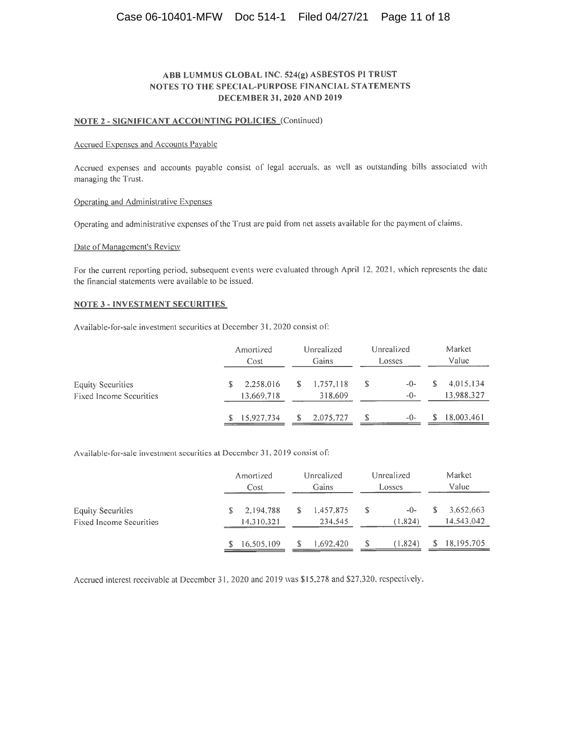# ABB LUMMUS GLOBAL INC. 524(g) ASBESTOS PI TRUST
## NOTES TO THE SPECIAL-PURPOSE FINANCIAL STATEMENTS
## DECEMBER 31, 2020 AND 2019

**NOTE 2 - SIGNIFICANT ACCOUNTING POLICIES** (Continued)

Accrued Expenses and Accounts Payable

Accrued expenses and accounts payable consist of legal accruals, as well as outstanding bills associated with managing the Trust.

Operating and Administrative Expenses

Operating and administrative expenses of the Trust are paid from net assets available for the payment of claims.

Date of Management's Review

For the current reporting period, subsequent events were evaluated through April 12, 2021, which represents the date the financial statements were available to be issued.

**NOTE 3 - INVESTMENT SECURITIES**

Available-for-sale investment securities at December 31, 2020 consist of:

| | Amortized Cost | Unrealized Gains | Unrealized Losses | Market Value |
|---|---|---|---|---|
| Equity Securities | $ 2,258,016 | $ 1,757,118 | $ -0- | $ 4,015,134 |
| Fixed Income Securities | 13,669,718 | 318,609 | -0- | 13,988,327 |
| | $ 15,927,734 | $ 2,075,727 | $ -0- | $ 18,003,461 |

Available-for-sale investment securities at December 31, 2019 consist of:

| | Amortized Cost | Unrealized Gains | Unrealized Losses | Market Value |
|---|---|---|---|---|
| Equity Securities | $ 2,194,788 | $ 1,457,875 | $ -0- | $ 3,652,663 |
| Fixed Income Securities | 14,310,321 | 234,545 | (1,824) | 14,543,042 |
| | $ 16,505,109 | $ 1,692,420 | $ (1,824) | $ 18,195,705 |

Accrued interest receivable at December 31, 2020 and 2019 was $15,278 and $27,320, respectively.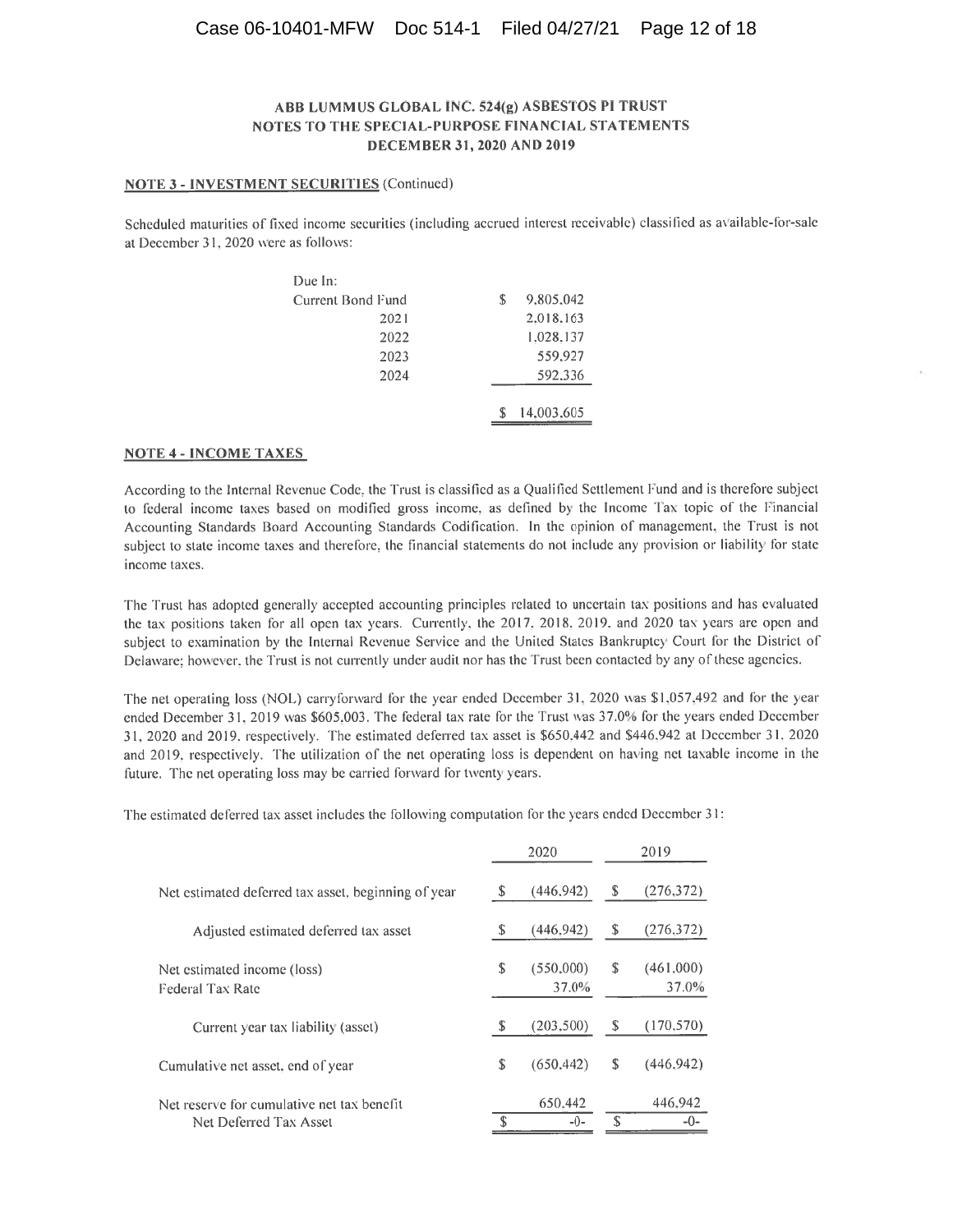### ABB LUMMUS GLOBAL INC. 524(g) ASBESTOS PI TRUST
### NOTES TO THE SPECIAL-PURPOSE FINANCIAL STATEMENTS
### DECEMBER 31, 2020 AND 2019

**NOTE 3 - INVESTMENT SECURITIES** (Continued)

Scheduled maturities of fixed income securities (including accrued interest receivable) classified as available-for-sale at December 31, 2020 were as follows:

| Due In: | |
|---|---|
| Current Bond Fund | $ 9,805,042 |
| 2021 | 2,018,163 |
| 2022 | 1,028,137 |
| 2023 | 559,927 |
| 2024 | 592,336 |
| | $ 14,003,605 |

**NOTE 4 - INCOME TAXES**

According to the Internal Revenue Code, the Trust is classified as a Qualified Settlement Fund and is therefore subject to federal income taxes based on modified gross income, as defined by the Income Tax topic of the Financial Accounting Standards Board Accounting Standards Codification. In the opinion of management, the Trust is not subject to state income taxes and therefore, the financial statements do not include any provision or liability for state income taxes.

The Trust has adopted generally accepted accounting principles related to uncertain tax positions and has evaluated the tax positions taken for all open tax years. Currently, the 2017, 2018, 2019, and 2020 tax years are open and subject to examination by the Internal Revenue Service and the United States Bankruptcy Court for the District of Delaware; however, the Trust is not currently under audit nor has the Trust been contacted by any of these agencies.

The net operating loss (NOL) carryforward for the year ended December 31, 2020 was $1,057,492 and for the year ended December 31, 2019 was $605,003. The federal tax rate for the Trust was 37.0% for the years ended December 31, 2020 and 2019, respectively. The estimated deferred tax asset is $650,442 and $446,942 at December 31, 2020 and 2019, respectively. The utilization of the net operating loss is dependent on having net taxable income in the future. The net operating loss may be carried forward for twenty years.

The estimated deferred tax asset includes the following computation for the years ended December 31:

| | 2020 | 2019 |
|---|---|---|
| Net estimated deferred tax asset, beginning of year | $ (446,942) | $ (276,372) |
| Adjusted estimated deferred tax asset | $ (446,942) | $ (276,372) |
| Net estimated income (loss) | $ (550,000) | $ (461,000) |
| Federal Tax Rate | 37.0% | 37.0% |
| Current year tax liability (asset) | $ (203,500) | $ (170,570) |
| Cumulative net asset, end of year | $ (650,442) | $ (446,942) |
| Net reserve for cumulative net tax benefit | 650,442 | 446,942 |
| Net Deferred Tax Asset | $ -0- | $ -0- |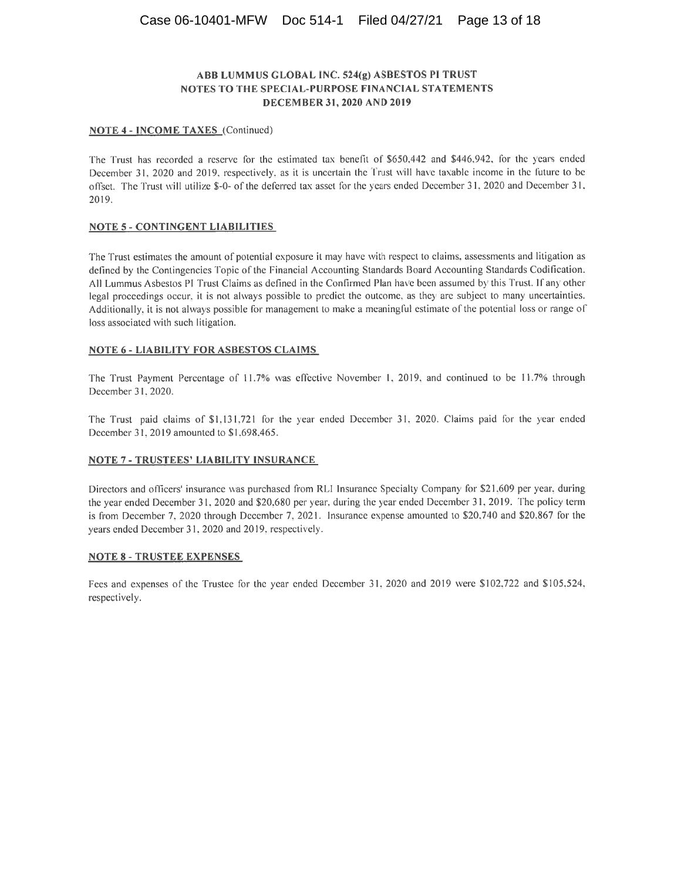**ABB LUMMUS GLOBAL INC. 524(g) ASBESTOS PI TRUST**
**NOTES TO THE SPECIAL-PURPOSE FINANCIAL STATEMENTS**
**DECEMBER 31, 2020 AND 2019**

## NOTE 4 - INCOME TAXES (Continued)

The Trust has recorded a reserve for the estimated tax benefit of $650,442 and $446,942, for the years ended December 31, 2020 and 2019, respectively, as it is uncertain the Trust will have taxable income in the future to be offset. The Trust will utilize $-0- of the deferred tax asset for the years ended December 31, 2020 and December 31, 2019.

## NOTE 5 - CONTINGENT LIABILITIES

The Trust estimates the amount of potential exposure it may have with respect to claims, assessments and litigation as defined by the Contingencies Topic of the Financial Accounting Standards Board Accounting Standards Codification. All Lummus Asbestos PI Trust Claims as defined in the Confirmed Plan have been assumed by this Trust. If any other legal proceedings occur, it is not always possible to predict the outcome, as they are subject to many uncertainties. Additionally, it is not always possible for management to make a meaningful estimate of the potential loss or range of loss associated with such litigation.

## NOTE 6 - LIABILITY FOR ASBESTOS CLAIMS

The Trust Payment Percentage of 11.7% was effective November 1, 2019, and continued to be 11.7% through December 31, 2020.

The Trust paid claims of $1,131,721 for the year ended December 31, 2020. Claims paid for the year ended December 31, 2019 amounted to $1,698,465.

## NOTE 7 - TRUSTEES' LIABILITY INSURANCE

Directors and officers' insurance was purchased from RLI Insurance Specialty Company for $21,609 per year, during the year ended December 31, 2020 and $20,680 per year, during the year ended December 31, 2019. The policy term is from December 7, 2020 through December 7, 2021. Insurance expense amounted to $20,740 and $20,867 for the years ended December 31, 2020 and 2019, respectively.

## NOTE 8 - TRUSTEE EXPENSES

Fees and expenses of the Trustee for the year ended December 31, 2020 and 2019 were $102,722 and $105,524, respectively.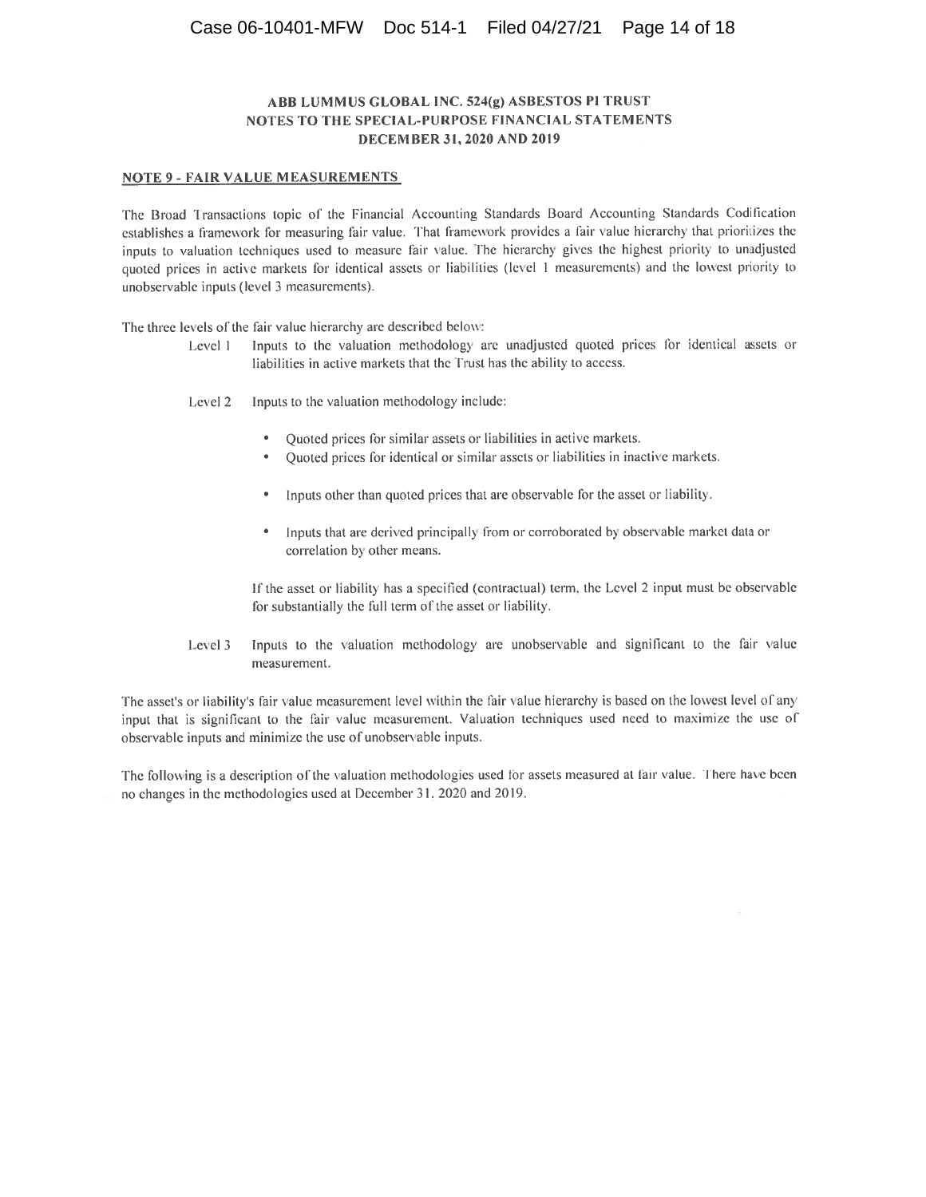**ABB LUMMUS GLOBAL INC. 524(g) ASBESTOS PI TRUST**
**NOTES TO THE SPECIAL-PURPOSE FINANCIAL STATEMENTS**
**DECEMBER 31, 2020 AND 2019**

## NOTE 9 - FAIR VALUE MEASUREMENTS

The Broad Transactions topic of the Financial Accounting Standards Board Accounting Standards Codification establishes a framework for measuring fair value. That framework provides a fair value hierarchy that prioritizes the inputs to valuation techniques used to measure fair value. The hierarchy gives the highest priority to unadjusted quoted prices in active markets for identical assets or liabilities (level 1 measurements) and the lowest priority to unobservable inputs (level 3 measurements).

The three levels of the fair value hierarchy are described below:

Level 1 Inputs to the valuation methodology are unadjusted quoted prices for identical assets or liabilities in active markets that the Trust has the ability to access.

Level 2 Inputs to the valuation methodology include:

- Quoted prices for similar assets or liabilities in active markets.
- Quoted prices for identical or similar assets or liabilities in inactive markets.
- Inputs other than quoted prices that are observable for the asset or liability.
- Inputs that are derived principally from or corroborated by observable market data or correlation by other means.

If the asset or liability has a specified (contractual) term, the Level 2 input must be observable for substantially the full term of the asset or liability.

Level 3 Inputs to the valuation methodology are unobservable and significant to the fair value measurement.

The asset's or liability's fair value measurement level within the fair value hierarchy is based on the lowest level of any input that is significant to the fair value measurement. Valuation techniques used need to maximize the use of observable inputs and minimize the use of unobservable inputs.

The following is a description of the valuation methodologies used for assets measured at fair value. There have been no changes in the methodologies used at December 31, 2020 and 2019.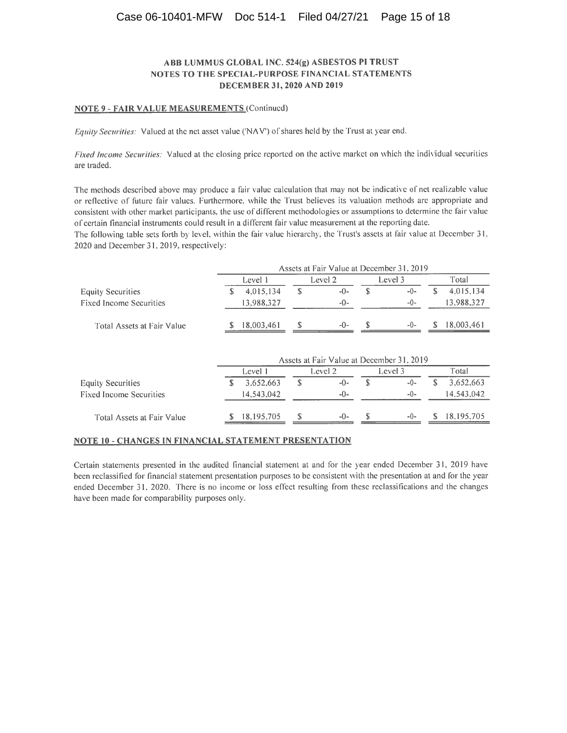### ABB LUMMUS GLOBAL INC. 524(g) ASBESTOS PI TRUST
### NOTES TO THE SPECIAL-PURPOSE FINANCIAL STATEMENTS
### DECEMBER 31, 2020 AND 2019

**NOTE 9 - FAIR VALUE MEASUREMENTS** (Continued)

*Equity Securities:* Valued at the net asset value ('NAV') of shares held by the Trust at year end.

*Fixed Income Securities:* Valued at the closing price reported on the active market on which the individual securities are traded.

The methods described above may produce a fair value calculation that may not be indicative of net realizable value or reflective of future fair values. Furthermore, while the Trust believes its valuation methods are appropriate and consistent with other market participants, the use of different methodologies or assumptions to determine the fair value of certain financial instruments could result in a different fair value measurement at the reporting date.
The following table sets forth by level, within the fair value hierarchy, the Trust's assets at fair value at December 31, 2020 and December 31, 2019, respectively:

| | Assets at Fair Value at December 31, 2019 | | | |
|---|---|---|---|---|
| | Level 1 | Level 2 | Level 3 | Total |
| Equity Securities | $ 4,015,134 | $ -0- | $ -0- | $ 4,015,134 |
| Fixed Income Securities | 13,988,327 | -0- | -0- | 13,988,327 |
| Total Assets at Fair Value | $ 18,003,461 | $ -0- | $ -0- | $ 18,003,461 |

| | Assets at Fair Value at December 31, 2019 | | | |
|---|---|---|---|---|
| | Level 1 | Level 2 | Level 3 | Total |
| Equity Securities | $ 3,652,663 | $ -0- | $ -0- | $ 3,652,663 |
| Fixed Income Securities | 14,543,042 | -0- | -0- | 14,543,042 |
| Total Assets at Fair Value | $ 18,195,705 | $ -0- | $ -0- | $ 18,195,705 |

**NOTE 10 - CHANGES IN FINANCIAL STATEMENT PRESENTATION**

Certain statements presented in the audited financial statement at and for the year ended December 31, 2019 have been reclassified for financial statement presentation purposes to be consistent with the presentation at and for the year ended December 31, 2020. There is no income or loss effect resulting from these reclassifications and the changes have been made for comparability purposes only.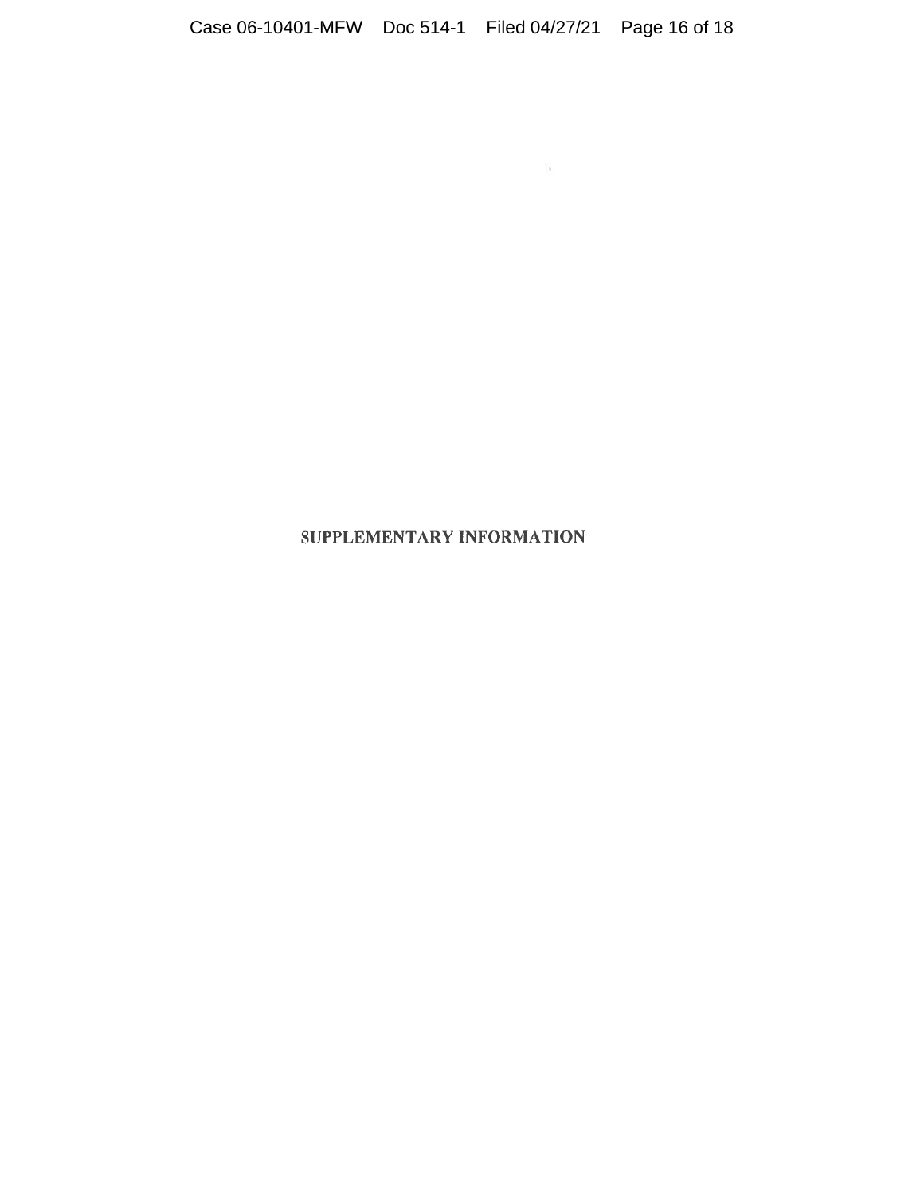# SUPPLEMENTARY INFORMATION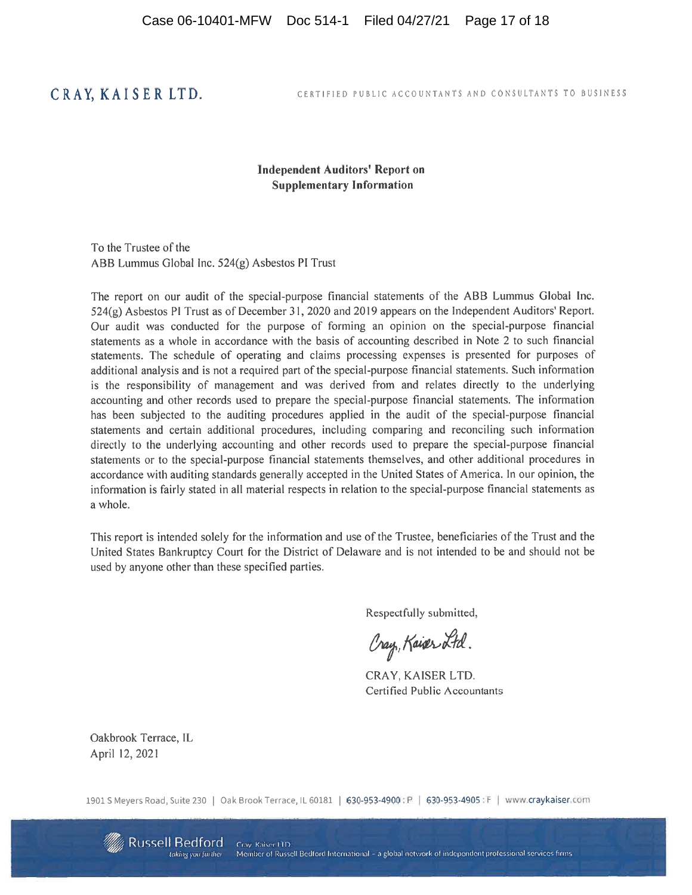**CRAY, KAISER LTD.** CERTIFIED PUBLIC ACCOUNTANTS AND CONSULTANTS TO BUSINESS

## Independent Auditors' Report on Supplementary Information

To the Trustee of the
ABB Lummus Global Inc. 524(g) Asbestos PI Trust

The report on our audit of the special-purpose financial statements of the ABB Lummus Global Inc. 524(g) Asbestos PI Trust as of December 31, 2020 and 2019 appears on the Independent Auditors' Report. Our audit was conducted for the purpose of forming an opinion on the special-purpose financial statements as a whole in accordance with the basis of accounting described in Note 2 to such financial statements. The schedule of operating and claims processing expenses is presented for purposes of additional analysis and is not a required part of the special-purpose financial statements. Such information is the responsibility of management and was derived from and relates directly to the underlying accounting and other records used to prepare the special-purpose financial statements. The information has been subjected to the auditing procedures applied in the audit of the special-purpose financial statements and certain additional procedures, including comparing and reconciling such information directly to the underlying accounting and other records used to prepare the special-purpose financial statements or to the special-purpose financial statements themselves, and other additional procedures in accordance with auditing standards generally accepted in the United States of America. In our opinion, the information is fairly stated in all material respects in relation to the special-purpose financial statements as a whole.

This report is intended solely for the information and use of the Trustee, beneficiaries of the Trust and the United States Bankruptcy Court for the District of Delaware and is not intended to be and should not be used by anyone other than these specified parties.

Respectfully submitted,

*Cray, Kaiser Ltd.*

CRAY, KAISER LTD.
Certified Public Accountants

Oakbrook Terrace, IL
April 12, 2021

1901 S Meyers Road, Suite 230 | Oak Brook Terrace, IL 60181 | 630-953-4900 : P | 630-953-4905 : F | www.craykaiser.com

Russell Bedford *taking you further* — Cray, Kaiser LTD. Member of Russell Bedford International – a global network of independent professional services firms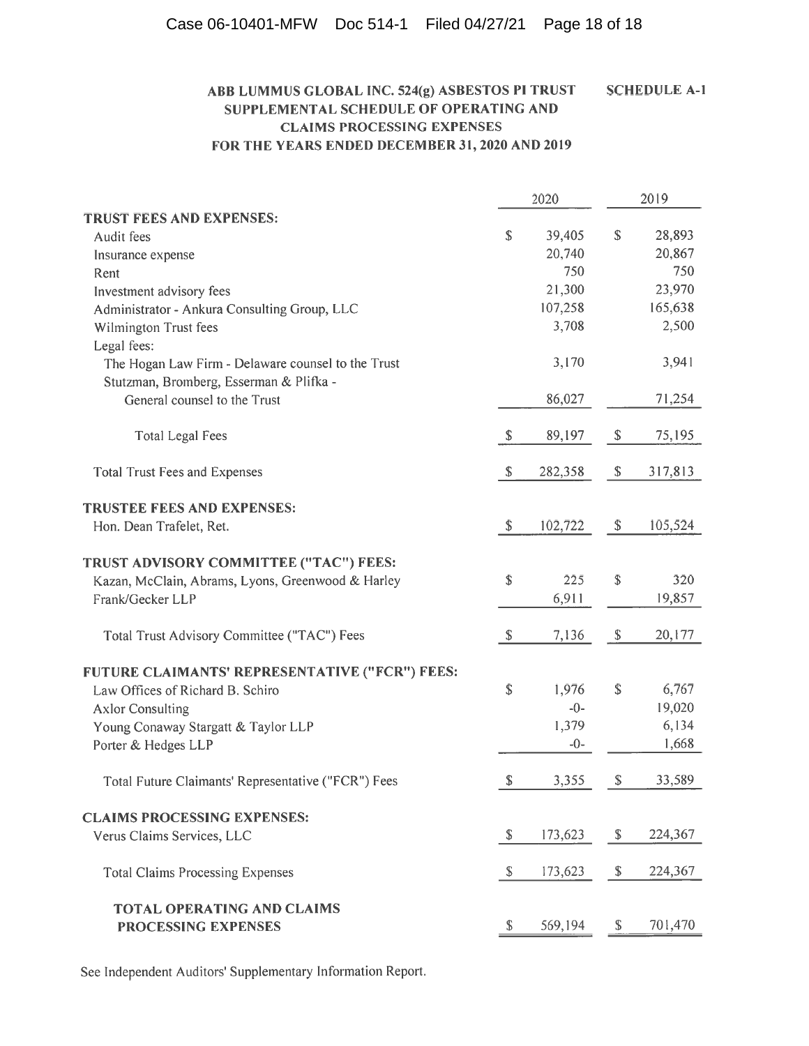## ABB LUMMUS GLOBAL INC. 524(g) ASBESTOS PI TRUST
## SUPPLEMENTAL SCHEDULE OF OPERATING AND CLAIMS PROCESSING EXPENSES
## FOR THE YEARS ENDED DECEMBER 31, 2020 AND 2019

**SCHEDULE A-1**

| | 2020 | 2019 |
|---|---|---|
| **TRUST FEES AND EXPENSES:** | | |
| Audit fees | $ 39,405 | $ 28,893 |
| Insurance expense | 20,740 | 20,867 |
| Rent | 750 | 750 |
| Investment advisory fees | 21,300 | 23,970 |
| Administrator - Ankura Consulting Group, LLC | 107,258 | 165,638 |
| Wilmington Trust fees | 3,708 | 2,500 |
| Legal fees: | | |
| The Hogan Law Firm - Delaware counsel to the Trust | 3,170 | 3,941 |
| Stutzman, Bromberg, Esserman & Plifka - General counsel to the Trust | 86,027 | 71,254 |
| Total Legal Fees | $ 89,197 | $ 75,195 |
| Total Trust Fees and Expenses | $ 282,358 | $ 317,813 |
| **TRUSTEE FEES AND EXPENSES:** | | |
| Hon. Dean Trafelet, Ret. | $ 102,722 | $ 105,524 |
| **TRUST ADVISORY COMMITTEE ("TAC") FEES:** | | |
| Kazan, McClain, Abrams, Lyons, Greenwood & Harley | $ 225 | $ 320 |
| Frank/Gecker LLP | 6,911 | 19,857 |
| Total Trust Advisory Committee ("TAC") Fees | $ 7,136 | $ 20,177 |
| **FUTURE CLAIMANTS' REPRESENTATIVE ("FCR") FEES:** | | |
| Law Offices of Richard B. Schiro | $ 1,976 | $ 6,767 |
| Axlor Consulting | -0- | 19,020 |
| Young Conaway Stargatt & Taylor LLP | 1,379 | 6,134 |
| Porter & Hedges LLP | -0- | 1,668 |
| Total Future Claimants' Representative ("FCR") Fees | $ 3,355 | $ 33,589 |
| **CLAIMS PROCESSING EXPENSES:** | | |
| Verus Claims Services, LLC | $ 173,623 | $ 224,367 |
| Total Claims Processing Expenses | $ 173,623 | $ 224,367 |
| **TOTAL OPERATING AND CLAIMS PROCESSING EXPENSES** | $ 569,194 | $ 701,470 |

See Independent Auditors' Supplementary Information Report.